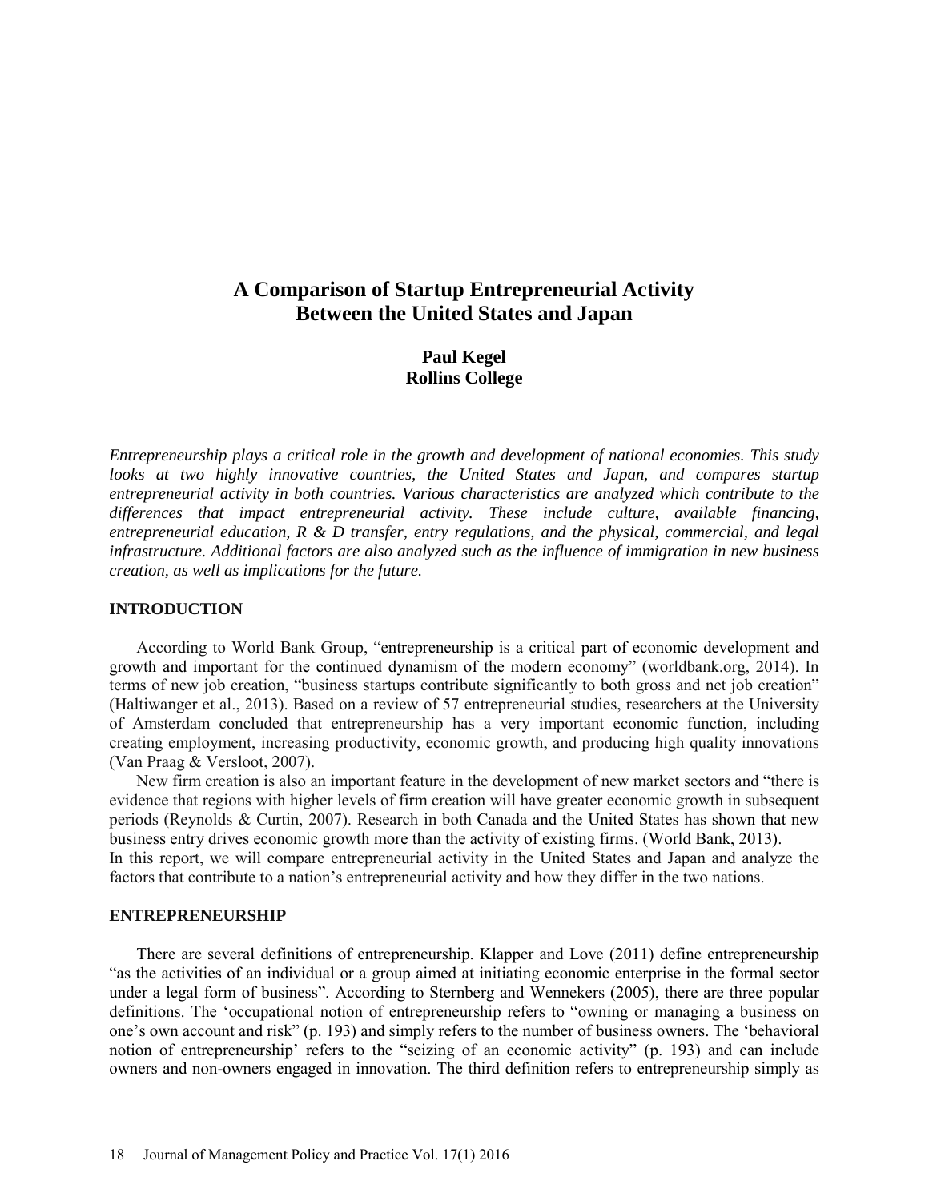# A Comparison of Startup Entrepreneurial Activity Between the United States and Japan

**Paul Kegel**
**Rollins College**

*Entrepreneurship plays a critical role in the growth and development of national economies. This study looks at two highly innovative countries, the United States and Japan, and compares startup entrepreneurial activity in both countries. Various characteristics are analyzed which contribute to the differences that impact entrepreneurial activity. These include culture, available financing, entrepreneurial education, R & D transfer, entry regulations, and the physical, commercial, and legal infrastructure. Additional factors are also analyzed such as the influence of immigration in new business creation, as well as implications for the future.*

## INTRODUCTION

According to World Bank Group, "entrepreneurship is a critical part of economic development and growth and important for the continued dynamism of the modern economy" (worldbank.org, 2014). In terms of new job creation, "business startups contribute significantly to both gross and net job creation" (Haltiwanger et al., 2013). Based on a review of 57 entrepreneurial studies, researchers at the University of Amsterdam concluded that entrepreneurship has a very important economic function, including creating employment, increasing productivity, economic growth, and producing high quality innovations (Van Praag & Versloot, 2007).

New firm creation is also an important feature in the development of new market sectors and "there is evidence that regions with higher levels of firm creation will have greater economic growth in subsequent periods (Reynolds & Curtin, 2007). Research in both Canada and the United States has shown that new business entry drives economic growth more than the activity of existing firms. (World Bank, 2013).

In this report, we will compare entrepreneurial activity in the United States and Japan and analyze the factors that contribute to a nation's entrepreneurial activity and how they differ in the two nations.

## ENTREPRENEURSHIP

There are several definitions of entrepreneurship. Klapper and Love (2011) define entrepreneurship "as the activities of an individual or a group aimed at initiating economic enterprise in the formal sector under a legal form of business". According to Sternberg and Wennekers (2005), there are three popular definitions. The 'occupational notion of entrepreneurship refers to "owning or managing a business on one's own account and risk" (p. 193) and simply refers to the number of business owners. The 'behavioral notion of entrepreneurship' refers to the "seizing of an economic activity" (p. 193) and can include owners and non-owners engaged in innovation. The third definition refers to entrepreneurship simply as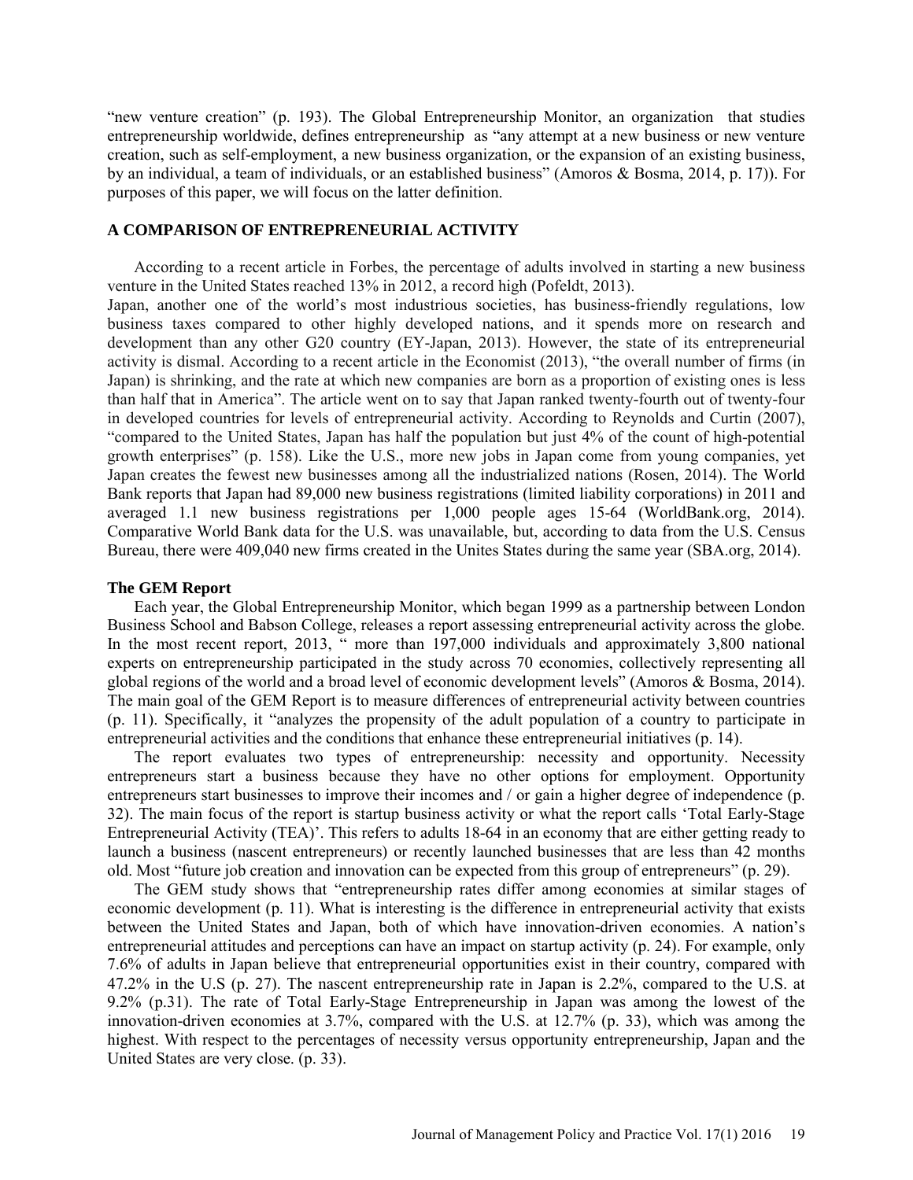"new venture creation" (p. 193). The Global Entrepreneurship Monitor, an organization that studies entrepreneurship worldwide, defines entrepreneurship as "any attempt at a new business or new venture creation, such as self-employment, a new business organization, or the expansion of an existing business, by an individual, a team of individuals, or an established business" (Amoros & Bosma, 2014, p. 17)). For purposes of this paper, we will focus on the latter definition.

## A COMPARISON OF ENTREPRENEURIAL ACTIVITY

According to a recent article in Forbes, the percentage of adults involved in starting a new business venture in the United States reached 13% in 2012, a record high (Pofeldt, 2013).
Japan, another one of the world's most industrious societies, has business-friendly regulations, low business taxes compared to other highly developed nations, and it spends more on research and development than any other G20 country (EY-Japan, 2013). However, the state of its entrepreneurial activity is dismal. According to a recent article in the Economist (2013), "the overall number of firms (in Japan) is shrinking, and the rate at which new companies are born as a proportion of existing ones is less than half that in America". The article went on to say that Japan ranked twenty-fourth out of twenty-four in developed countries for levels of entrepreneurial activity. According to Reynolds and Curtin (2007), "compared to the United States, Japan has half the population but just 4% of the count of high-potential growth enterprises" (p. 158). Like the U.S., more new jobs in Japan come from young companies, yet Japan creates the fewest new businesses among all the industrialized nations (Rosen, 2014). The World Bank reports that Japan had 89,000 new business registrations (limited liability corporations) in 2011 and averaged 1.1 new business registrations per 1,000 people ages 15-64 (WorldBank.org, 2014). Comparative World Bank data for the U.S. was unavailable, but, according to data from the U.S. Census Bureau, there were 409,040 new firms created in the Unites States during the same year (SBA.org, 2014).

### The GEM Report

Each year, the Global Entrepreneurship Monitor, which began 1999 as a partnership between London Business School and Babson College, releases a report assessing entrepreneurial activity across the globe. In the most recent report, 2013, " more than 197,000 individuals and approximately 3,800 national experts on entrepreneurship participated in the study across 70 economies, collectively representing all global regions of the world and a broad level of economic development levels" (Amoros & Bosma, 2014). The main goal of the GEM Report is to measure differences of entrepreneurial activity between countries (p. 11). Specifically, it "analyzes the propensity of the adult population of a country to participate in entrepreneurial activities and the conditions that enhance these entrepreneurial initiatives (p. 14).

The report evaluates two types of entrepreneurship: necessity and opportunity. Necessity entrepreneurs start a business because they have no other options for employment. Opportunity entrepreneurs start businesses to improve their incomes and / or gain a higher degree of independence (p. 32). The main focus of the report is startup business activity or what the report calls 'Total Early-Stage Entrepreneurial Activity (TEA)'. This refers to adults 18-64 in an economy that are either getting ready to launch a business (nascent entrepreneurs) or recently launched businesses that are less than 42 months old. Most "future job creation and innovation can be expected from this group of entrepreneurs" (p. 29).

The GEM study shows that "entrepreneurship rates differ among economies at similar stages of economic development (p. 11). What is interesting is the difference in entrepreneurial activity that exists between the United States and Japan, both of which have innovation-driven economies. A nation's entrepreneurial attitudes and perceptions can have an impact on startup activity (p. 24). For example, only 7.6% of adults in Japan believe that entrepreneurial opportunities exist in their country, compared with 47.2% in the U.S (p. 27). The nascent entrepreneurship rate in Japan is 2.2%, compared to the U.S. at 9.2% (p.31). The rate of Total Early-Stage Entrepreneurship in Japan was among the lowest of the innovation-driven economies at 3.7%, compared with the U.S. at 12.7% (p. 33), which was among the highest. With respect to the percentages of necessity versus opportunity entrepreneurship, Japan and the United States are very close. (p. 33).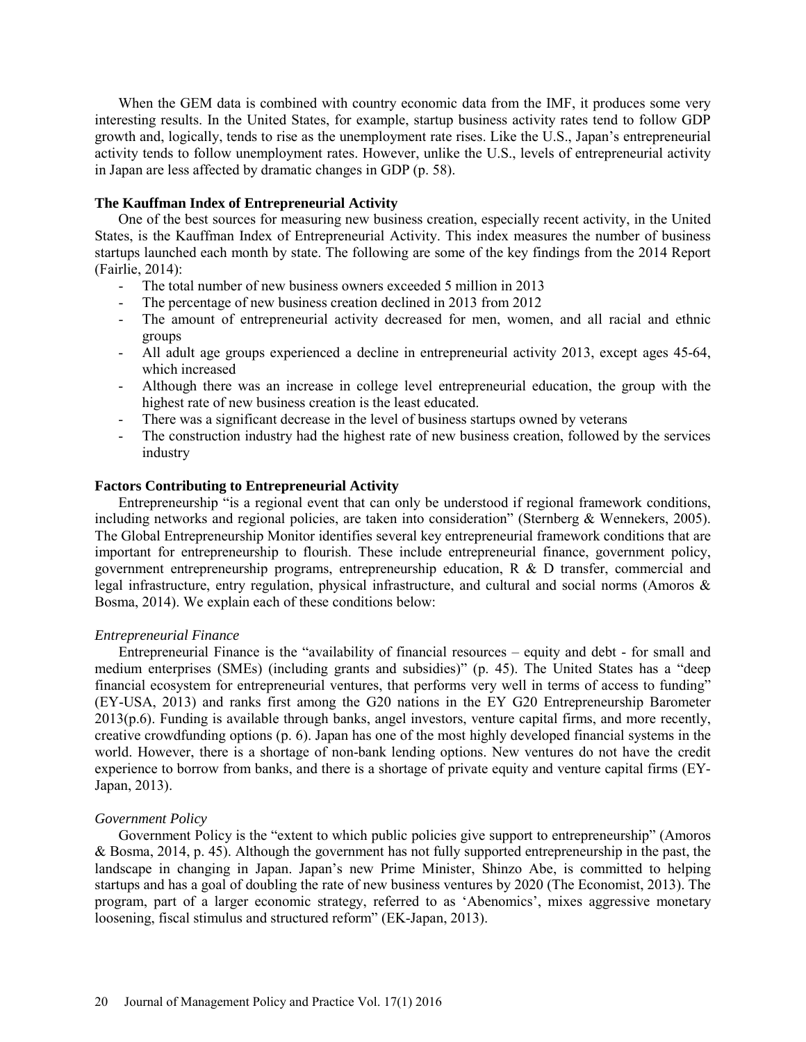When the GEM data is combined with country economic data from the IMF, it produces some very interesting results. In the United States, for example, startup business activity rates tend to follow GDP growth and, logically, tends to rise as the unemployment rate rises. Like the U.S., Japan's entrepreneurial activity tends to follow unemployment rates. However, unlike the U.S., levels of entrepreneurial activity in Japan are less affected by dramatic changes in GDP (p. 58).

**The Kauffman Index of Entrepreneurial Activity**

One of the best sources for measuring new business creation, especially recent activity, in the United States, is the Kauffman Index of Entrepreneurial Activity. This index measures the number of business startups launched each month by state. The following are some of the key findings from the 2014 Report (Fairlie, 2014):

- The total number of new business owners exceeded 5 million in 2013
- The percentage of new business creation declined in 2013 from 2012
- The amount of entrepreneurial activity decreased for men, women, and all racial and ethnic groups
- All adult age groups experienced a decline in entrepreneurial activity 2013, except ages 45-64, which increased
- Although there was an increase in college level entrepreneurial education, the group with the highest rate of new business creation is the least educated.
- There was a significant decrease in the level of business startups owned by veterans
- The construction industry had the highest rate of new business creation, followed by the services industry

**Factors Contributing to Entrepreneurial Activity**

Entrepreneurship "is a regional event that can only be understood if regional framework conditions, including networks and regional policies, are taken into consideration" (Sternberg & Wennekers, 2005). The Global Entrepreneurship Monitor identifies several key entrepreneurial framework conditions that are important for entrepreneurship to flourish. These include entrepreneurial finance, government policy, government entrepreneurship programs, entrepreneurship education, R & D transfer, commercial and legal infrastructure, entry regulation, physical infrastructure, and cultural and social norms (Amoros & Bosma, 2014). We explain each of these conditions below:

*Entrepreneurial Finance*

Entrepreneurial Finance is the "availability of financial resources – equity and debt - for small and medium enterprises (SMEs) (including grants and subsidies)" (p. 45). The United States has a "deep financial ecosystem for entrepreneurial ventures, that performs very well in terms of access to funding" (EY-USA, 2013) and ranks first among the G20 nations in the EY G20 Entrepreneurship Barometer 2013(p.6). Funding is available through banks, angel investors, venture capital firms, and more recently, creative crowdfunding options (p. 6). Japan has one of the most highly developed financial systems in the world. However, there is a shortage of non-bank lending options. New ventures do not have the credit experience to borrow from banks, and there is a shortage of private equity and venture capital firms (EY-Japan, 2013).

*Government Policy*

Government Policy is the "extent to which public policies give support to entrepreneurship" (Amoros & Bosma, 2014, p. 45). Although the government has not fully supported entrepreneurship in the past, the landscape in changing in Japan. Japan's new Prime Minister, Shinzo Abe, is committed to helping startups and has a goal of doubling the rate of new business ventures by 2020 (The Economist, 2013). The program, part of a larger economic strategy, referred to as 'Abenomics', mixes aggressive monetary loosening, fiscal stimulus and structured reform" (EK-Japan, 2013).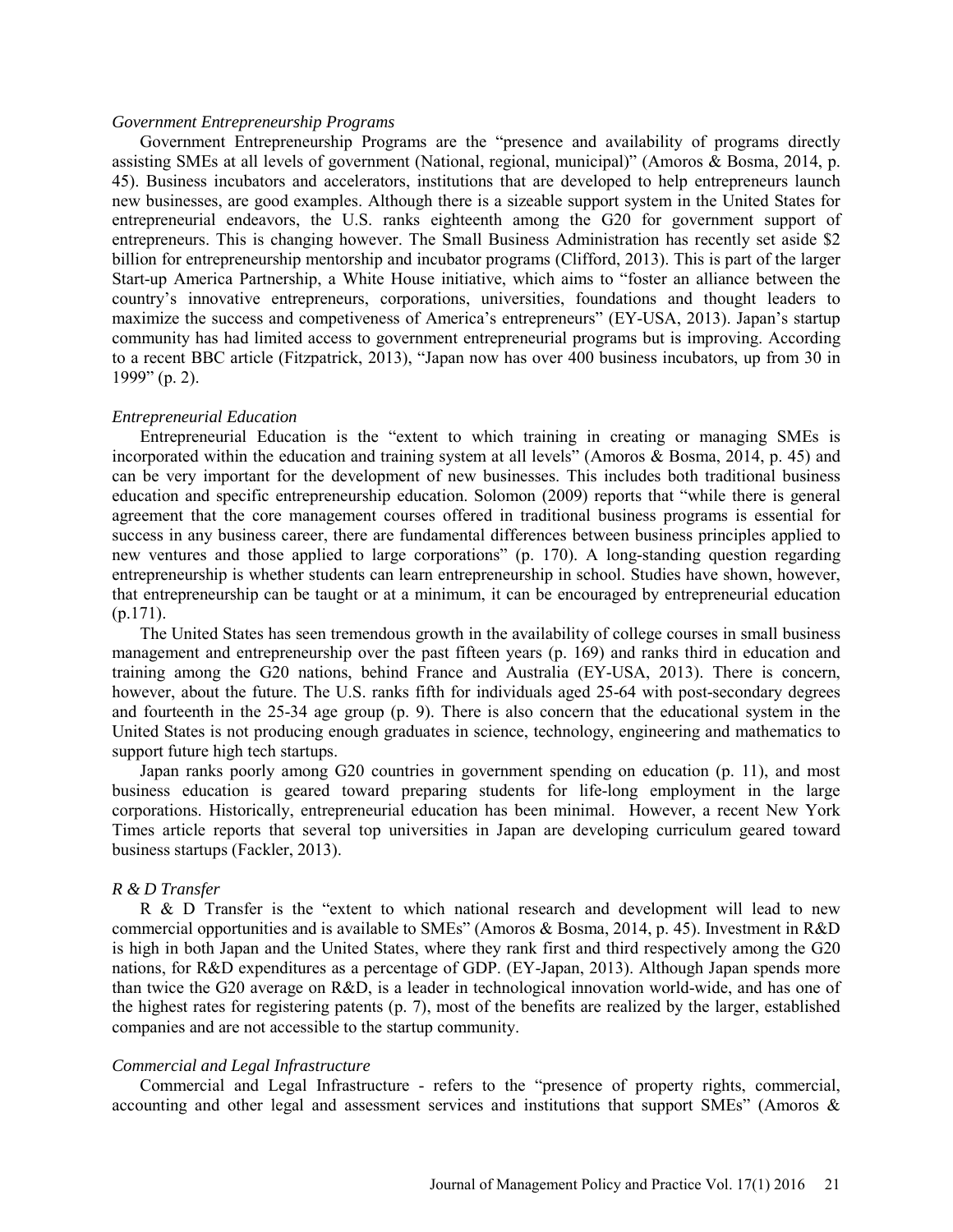*Government Entrepreneurship Programs*

Government Entrepreneurship Programs are the "presence and availability of programs directly assisting SMEs at all levels of government (National, regional, municipal)" (Amoros & Bosma, 2014, p. 45). Business incubators and accelerators, institutions that are developed to help entrepreneurs launch new businesses, are good examples. Although there is a sizeable support system in the United States for entrepreneurial endeavors, the U.S. ranks eighteenth among the G20 for government support of entrepreneurs. This is changing however. The Small Business Administration has recently set aside $2 billion for entrepreneurship mentorship and incubator programs (Clifford, 2013). This is part of the larger Start-up America Partnership, a White House initiative, which aims to "foster an alliance between the country's innovative entrepreneurs, corporations, universities, foundations and thought leaders to maximize the success and competiveness of America's entrepreneurs" (EY-USA, 2013). Japan's startup community has had limited access to government entrepreneurial programs but is improving. According to a recent BBC article (Fitzpatrick, 2013), "Japan now has over 400 business incubators, up from 30 in 1999" (p. 2).

*Entrepreneurial Education*

Entrepreneurial Education is the "extent to which training in creating or managing SMEs is incorporated within the education and training system at all levels" (Amoros & Bosma, 2014, p. 45) and can be very important for the development of new businesses. This includes both traditional business education and specific entrepreneurship education. Solomon (2009) reports that "while there is general agreement that the core management courses offered in traditional business programs is essential for success in any business career, there are fundamental differences between business principles applied to new ventures and those applied to large corporations" (p. 170). A long-standing question regarding entrepreneurship is whether students can learn entrepreneurship in school. Studies have shown, however, that entrepreneurship can be taught or at a minimum, it can be encouraged by entrepreneurial education (p.171).

The United States has seen tremendous growth in the availability of college courses in small business management and entrepreneurship over the past fifteen years (p. 169) and ranks third in education and training among the G20 nations, behind France and Australia (EY-USA, 2013). There is concern, however, about the future. The U.S. ranks fifth for individuals aged 25-64 with post-secondary degrees and fourteenth in the 25-34 age group (p. 9). There is also concern that the educational system in the United States is not producing enough graduates in science, technology, engineering and mathematics to support future high tech startups.

Japan ranks poorly among G20 countries in government spending on education (p. 11), and most business education is geared toward preparing students for life-long employment in the large corporations. Historically, entrepreneurial education has been minimal. However, a recent New York Times article reports that several top universities in Japan are developing curriculum geared toward business startups (Fackler, 2013).

*R & D Transfer*

R & D Transfer is the "extent to which national research and development will lead to new commercial opportunities and is available to SMEs" (Amoros & Bosma, 2014, p. 45). Investment in R&D is high in both Japan and the United States, where they rank first and third respectively among the G20 nations, for R&D expenditures as a percentage of GDP. (EY-Japan, 2013). Although Japan spends more than twice the G20 average on R&D, is a leader in technological innovation world-wide, and has one of the highest rates for registering patents (p. 7), most of the benefits are realized by the larger, established companies and are not accessible to the startup community.

*Commercial and Legal Infrastructure*

Commercial and Legal Infrastructure - refers to the "presence of property rights, commercial, accounting and other legal and assessment services and institutions that support SMEs" (Amoros &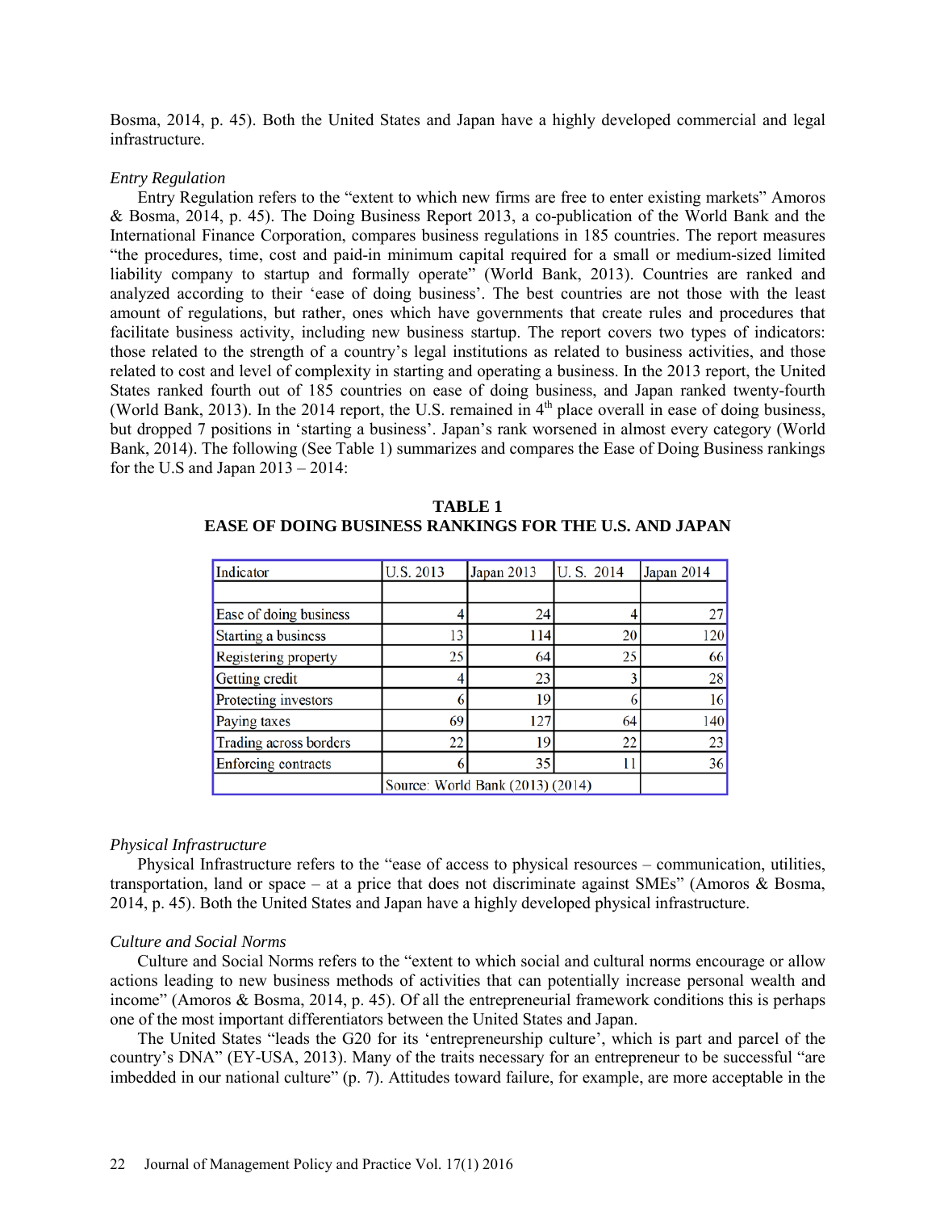Bosma, 2014, p. 45). Both the United States and Japan have a highly developed commercial and legal infrastructure.

*Entry Regulation*

Entry Regulation refers to the "extent to which new firms are free to enter existing markets" Amoros & Bosma, 2014, p. 45). The Doing Business Report 2013, a co-publication of the World Bank and the International Finance Corporation, compares business regulations in 185 countries. The report measures "the procedures, time, cost and paid-in minimum capital required for a small or medium-sized limited liability company to startup and formally operate" (World Bank, 2013). Countries are ranked and analyzed according to their 'ease of doing business'. The best countries are not those with the least amount of regulations, but rather, ones which have governments that create rules and procedures that facilitate business activity, including new business startup. The report covers two types of indicators: those related to the strength of a country's legal institutions as related to business activities, and those related to cost and level of complexity in starting and operating a business. In the 2013 report, the United States ranked fourth out of 185 countries on ease of doing business, and Japan ranked twenty-fourth (World Bank, 2013). In the 2014 report, the U.S. remained in 4th place overall in ease of doing business, but dropped 7 positions in 'starting a business'. Japan's rank worsened in almost every category (World Bank, 2014). The following (See Table 1) summarizes and compares the Ease of Doing Business rankings for the U.S and Japan 2013 – 2014:

**TABLE 1**
**EASE OF DOING BUSINESS RANKINGS FOR THE U.S. AND JAPAN**

| Indicator | U.S. 2013 | Japan 2013 | U. S. 2014 | Japan 2014 |
|---|---|---|---|---|
| | | | | |
| Ease of doing business | 4 | 24 | 4 | 27 |
| Starting a business | 13 | 114 | 20 | 120 |
| Registering property | 25 | 64 | 25 | 66 |
| Getting credit | 4 | 23 | 3 | 28 |
| Protecting investors | 6 | 19 | 6 | 16 |
| Paying taxes | 69 | 127 | 64 | 140 |
| Trading across borders | 22 | 19 | 22 | 23 |
| Enforcing contracts | 6 | 35 | 11 | 36 |
| | Source: World Bank (2013) (2014) | | | |

*Physical Infrastructure*

Physical Infrastructure refers to the "ease of access to physical resources – communication, utilities, transportation, land or space – at a price that does not discriminate against SMEs" (Amoros & Bosma, 2014, p. 45). Both the United States and Japan have a highly developed physical infrastructure.

*Culture and Social Norms*

Culture and Social Norms refers to the "extent to which social and cultural norms encourage or allow actions leading to new business methods of activities that can potentially increase personal wealth and income" (Amoros & Bosma, 2014, p. 45). Of all the entrepreneurial framework conditions this is perhaps one of the most important differentiators between the United States and Japan.

The United States "leads the G20 for its 'entrepreneurship culture', which is part and parcel of the country's DNA" (EY-USA, 2013). Many of the traits necessary for an entrepreneur to be successful "are imbedded in our national culture" (p. 7). Attitudes toward failure, for example, are more acceptable in the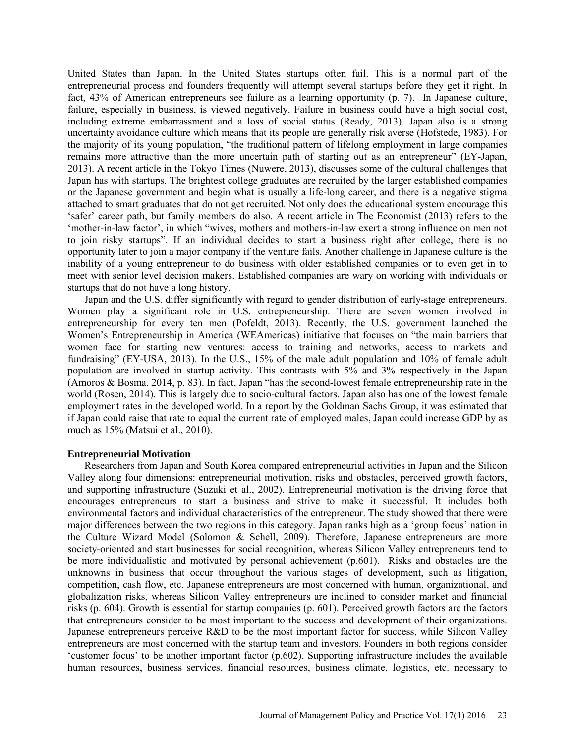United States than Japan. In the United States startups often fail. This is a normal part of the entrepreneurial process and founders frequently will attempt several startups before they get it right. In fact, 43% of American entrepreneurs see failure as a learning opportunity (p. 7). In Japanese culture, failure, especially in business, is viewed negatively. Failure in business could have a high social cost, including extreme embarrassment and a loss of social status (Ready, 2013). Japan also is a strong uncertainty avoidance culture which means that its people are generally risk averse (Hofstede, 1983). For the majority of its young population, "the traditional pattern of lifelong employment in large companies remains more attractive than the more uncertain path of starting out as an entrepreneur" (EY-Japan, 2013). A recent article in the Tokyo Times (Nuwere, 2013), discusses some of the cultural challenges that Japan has with startups. The brightest college graduates are recruited by the larger established companies or the Japanese government and begin what is usually a life-long career, and there is a negative stigma attached to smart graduates that do not get recruited. Not only does the educational system encourage this 'safer' career path, but family members do also. A recent article in The Economist (2013) refers to the 'mother-in-law factor', in which "wives, mothers and mothers-in-law exert a strong influence on men not to join risky startups". If an individual decides to start a business right after college, there is no opportunity later to join a major company if the venture fails. Another challenge in Japanese culture is the inability of a young entrepreneur to do business with older established companies or to even get in to meet with senior level decision makers. Established companies are wary on working with individuals or startups that do not have a long history.

Japan and the U.S. differ significantly with regard to gender distribution of early-stage entrepreneurs. Women play a significant role in U.S. entrepreneurship. There are seven women involved in entrepreneurship for every ten men (Pofeldt, 2013). Recently, the U.S. government launched the Women's Entrepreneurship in America (WEAmericas) initiative that focuses on "the main barriers that women face for starting new ventures: access to training and networks, access to markets and fundraising" (EY-USA, 2013). In the U.S., 15% of the male adult population and 10% of female adult population are involved in startup activity. This contrasts with 5% and 3% respectively in the Japan (Amoros & Bosma, 2014, p. 83). In fact, Japan "has the second-lowest female entrepreneurship rate in the world (Rosen, 2014). This is largely due to socio-cultural factors. Japan also has one of the lowest female employment rates in the developed world. In a report by the Goldman Sachs Group, it was estimated that if Japan could raise that rate to equal the current rate of employed males, Japan could increase GDP by as much as 15% (Matsui et al., 2010).

**Entrepreneurial Motivation**

Researchers from Japan and South Korea compared entrepreneurial activities in Japan and the Silicon Valley along four dimensions: entrepreneurial motivation, risks and obstacles, perceived growth factors, and supporting infrastructure (Suzuki et al., 2002). Entrepreneurial motivation is the driving force that encourages entrepreneurs to start a business and strive to make it successful. It includes both environmental factors and individual characteristics of the entrepreneur. The study showed that there were major differences between the two regions in this category. Japan ranks high as a 'group focus' nation in the Culture Wizard Model (Solomon & Schell, 2009). Therefore, Japanese entrepreneurs are more society-oriented and start businesses for social recognition, whereas Silicon Valley entrepreneurs tend to be more individualistic and motivated by personal achievement (p.601). Risks and obstacles are the unknowns in business that occur throughout the various stages of development, such as litigation, competition, cash flow, etc. Japanese entrepreneurs are most concerned with human, organizational, and globalization risks, whereas Silicon Valley entrepreneurs are inclined to consider market and financial risks (p. 604). Growth is essential for startup companies (p. 601). Perceived growth factors are the factors that entrepreneurs consider to be most important to the success and development of their organizations. Japanese entrepreneurs perceive R&D to be the most important factor for success, while Silicon Valley entrepreneurs are most concerned with the startup team and investors. Founders in both regions consider 'customer focus' to be another important factor (p.602). Supporting infrastructure includes the available human resources, business services, financial resources, business climate, logistics, etc. necessary to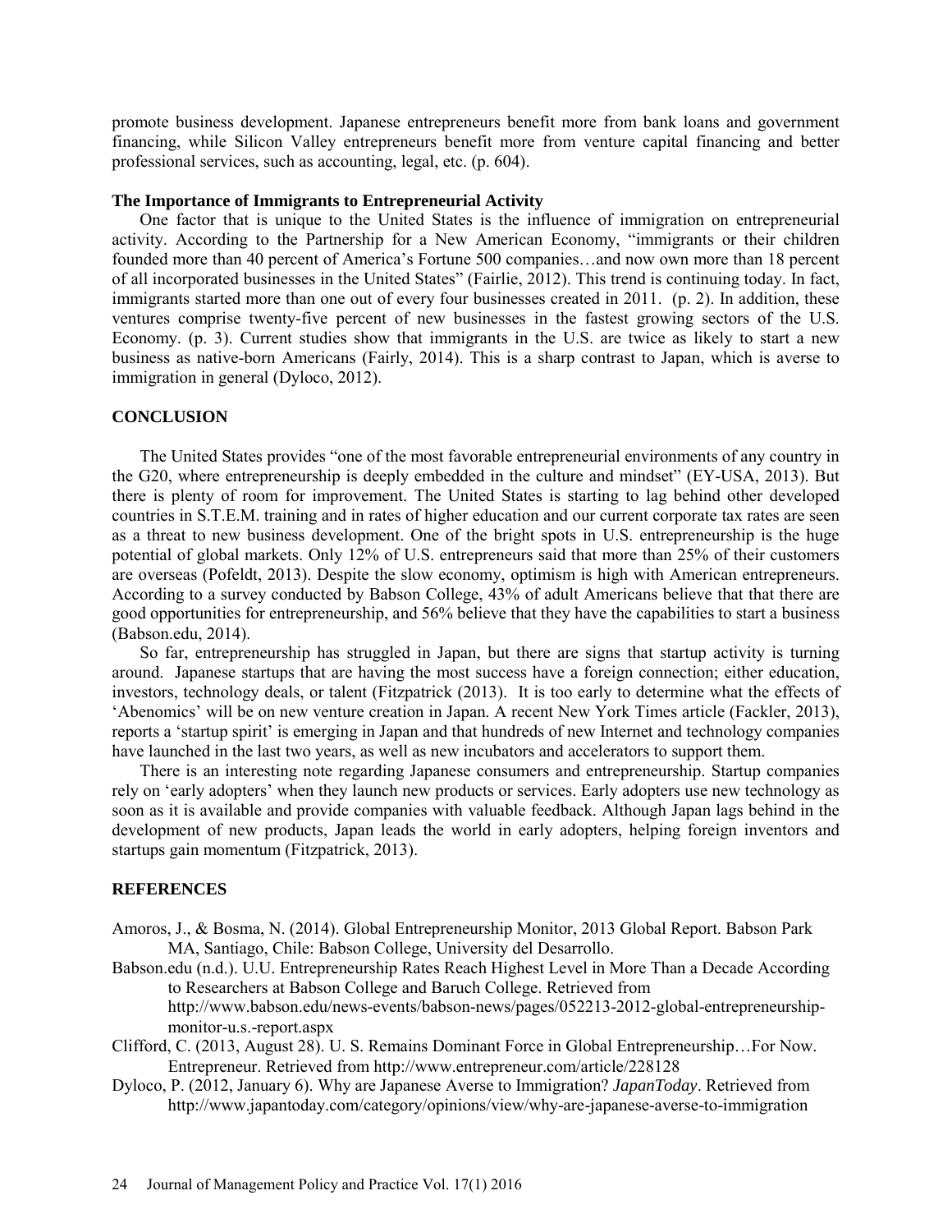promote business development. Japanese entrepreneurs benefit more from bank loans and government financing, while Silicon Valley entrepreneurs benefit more from venture capital financing and better professional services, such as accounting, legal, etc. (p. 604).

### The Importance of Immigrants to Entrepreneurial Activity

One factor that is unique to the United States is the influence of immigration on entrepreneurial activity. According to the Partnership for a New American Economy, "immigrants or their children founded more than 40 percent of America's Fortune 500 companies…and now own more than 18 percent of all incorporated businesses in the United States" (Fairlie, 2012). This trend is continuing today. In fact, immigrants started more than one out of every four businesses created in 2011. (p. 2). In addition, these ventures comprise twenty-five percent of new businesses in the fastest growing sectors of the U.S. Economy. (p. 3). Current studies show that immigrants in the U.S. are twice as likely to start a new business as native-born Americans (Fairly, 2014). This is a sharp contrast to Japan, which is averse to immigration in general (Dyloco, 2012).

## CONCLUSION

The United States provides "one of the most favorable entrepreneurial environments of any country in the G20, where entrepreneurship is deeply embedded in the culture and mindset" (EY-USA, 2013). But there is plenty of room for improvement. The United States is starting to lag behind other developed countries in S.T.E.M. training and in rates of higher education and our current corporate tax rates are seen as a threat to new business development. One of the bright spots in U.S. entrepreneurship is the huge potential of global markets. Only 12% of U.S. entrepreneurs said that more than 25% of their customers are overseas (Pofeldt, 2013). Despite the slow economy, optimism is high with American entrepreneurs. According to a survey conducted by Babson College, 43% of adult Americans believe that that there are good opportunities for entrepreneurship, and 56% believe that they have the capabilities to start a business (Babson.edu, 2014).

So far, entrepreneurship has struggled in Japan, but there are signs that startup activity is turning around. Japanese startups that are having the most success have a foreign connection; either education, investors, technology deals, or talent (Fitzpatrick (2013). It is too early to determine what the effects of 'Abenomics' will be on new venture creation in Japan. A recent New York Times article (Fackler, 2013), reports a 'startup spirit' is emerging in Japan and that hundreds of new Internet and technology companies have launched in the last two years, as well as new incubators and accelerators to support them.

There is an interesting note regarding Japanese consumers and entrepreneurship. Startup companies rely on 'early adopters' when they launch new products or services. Early adopters use new technology as soon as it is available and provide companies with valuable feedback. Although Japan lags behind in the development of new products, Japan leads the world in early adopters, helping foreign inventors and startups gain momentum (Fitzpatrick, 2013).

## REFERENCES

Amoros, J., & Bosma, N. (2014). Global Entrepreneurship Monitor, 2013 Global Report. Babson Park MA, Santiago, Chile: Babson College, University del Desarrollo.

Babson.edu (n.d.). U.U. Entrepreneurship Rates Reach Highest Level in More Than a Decade According to Researchers at Babson College and Baruch College. Retrieved from http://www.babson.edu/news-events/babson-news/pages/052213-2012-global-entrepreneurship-monitor-u.s.-report.aspx

Clifford, C. (2013, August 28). U. S. Remains Dominant Force in Global Entrepreneurship…For Now. Entrepreneur. Retrieved from http://www.entrepreneur.com/article/228128

Dyloco, P. (2012, January 6). Why are Japanese Averse to Immigration? *JapanToday*. Retrieved from http://www.japantoday.com/category/opinions/view/why-are-japanese-averse-to-immigration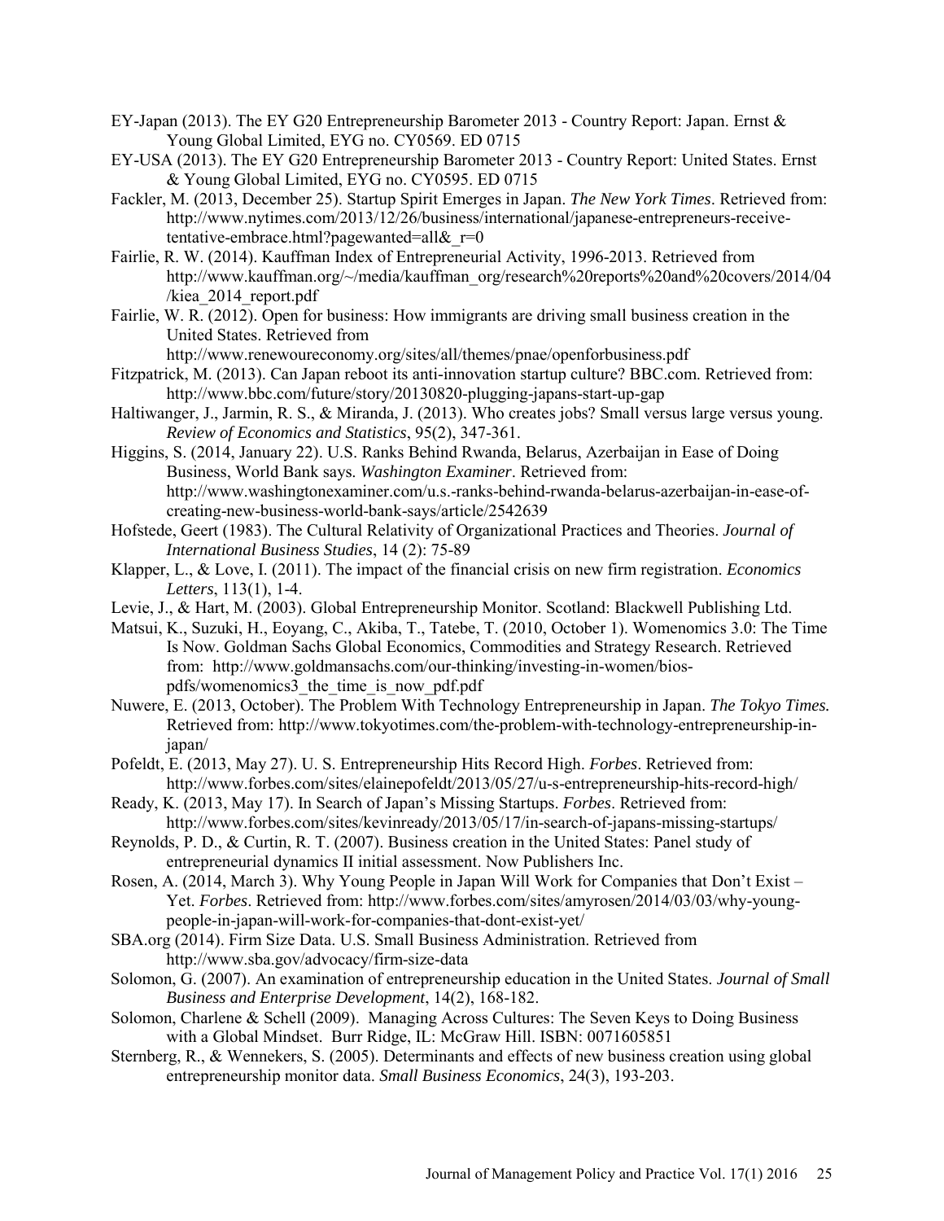EY-Japan (2013). The EY G20 Entrepreneurship Barometer 2013 - Country Report: Japan. Ernst & Young Global Limited, EYG no. CY0569. ED 0715

EY-USA (2013). The EY G20 Entrepreneurship Barometer 2013 - Country Report: United States. Ernst & Young Global Limited, EYG no. CY0595. ED 0715

Fackler, M. (2013, December 25). Startup Spirit Emerges in Japan. *The New York Times*. Retrieved from: http://www.nytimes.com/2013/12/26/business/international/japanese-entrepreneurs-receive-tentative-embrace.html?pagewanted=all&_r=0

Fairlie, R. W. (2014). Kauffman Index of Entrepreneurial Activity, 1996-2013. Retrieved from http://www.kauffman.org/~/media/kauffman_org/research%20reports%20and%20covers/2014/04/kiea_2014_report.pdf

Fairlie, W. R. (2012). Open for business: How immigrants are driving small business creation in the United States. Retrieved from http://www.renewoureconomy.org/sites/all/themes/pnae/openforbusiness.pdf

Fitzpatrick, M. (2013). Can Japan reboot its anti-innovation startup culture? BBC.com. Retrieved from: http://www.bbc.com/future/story/20130820-plugging-japans-start-up-gap

Haltiwanger, J., Jarmin, R. S., & Miranda, J. (2013). Who creates jobs? Small versus large versus young. *Review of Economics and Statistics*, 95(2), 347-361.

Higgins, S. (2014, January 22). U.S. Ranks Behind Rwanda, Belarus, Azerbaijan in Ease of Doing Business, World Bank says. *Washington Examiner*. Retrieved from: http://www.washingtonexaminer.com/u.s.-ranks-behind-rwanda-belarus-azerbaijan-in-ease-of-creating-new-business-world-bank-says/article/2542639

Hofstede, Geert (1983). The Cultural Relativity of Organizational Practices and Theories. *Journal of International Business Studies*, 14 (2): 75-89

Klapper, L., & Love, I. (2011). The impact of the financial crisis on new firm registration. *Economics Letters*, 113(1), 1-4.

Levie, J., & Hart, M. (2003). Global Entrepreneurship Monitor. Scotland: Blackwell Publishing Ltd.

Matsui, K., Suzuki, H., Eoyang, C., Akiba, T., Tatebe, T. (2010, October 1). Womenomics 3.0: The Time Is Now. Goldman Sachs Global Economics, Commodities and Strategy Research. Retrieved from: http://www.goldmansachs.com/our-thinking/investing-in-women/bios-pdfs/womenomics3_the_time_is_now_pdf.pdf

Nuwere, E. (2013, October). The Problem With Technology Entrepreneurship in Japan. *The Tokyo Times.* Retrieved from: http://www.tokyotimes.com/the-problem-with-technology-entrepreneurship-in-japan/

Pofeldt, E. (2013, May 27). U. S. Entrepreneurship Hits Record High. *Forbes*. Retrieved from: http://www.forbes.com/sites/elainepofeldt/2013/05/27/u-s-entrepreneurship-hits-record-high/

Ready, K. (2013, May 17). In Search of Japan's Missing Startups. *Forbes*. Retrieved from: http://www.forbes.com/sites/kevinready/2013/05/17/in-search-of-japans-missing-startups/

Reynolds, P. D., & Curtin, R. T. (2007). Business creation in the United States: Panel study of entrepreneurial dynamics II initial assessment. Now Publishers Inc.

Rosen, A. (2014, March 3). Why Young People in Japan Will Work for Companies that Don't Exist – Yet. *Forbes*. Retrieved from: http://www.forbes.com/sites/amyrosen/2014/03/03/why-young-people-in-japan-will-work-for-companies-that-dont-exist-yet/

SBA.org (2014). Firm Size Data. U.S. Small Business Administration. Retrieved from http://www.sba.gov/advocacy/firm-size-data

Solomon, G. (2007). An examination of entrepreneurship education in the United States. *Journal of Small Business and Enterprise Development*, 14(2), 168-182.

Solomon, Charlene & Schell (2009). Managing Across Cultures: The Seven Keys to Doing Business with a Global Mindset. Burr Ridge, IL: McGraw Hill. ISBN: 0071605851

Sternberg, R., & Wennekers, S. (2005). Determinants and effects of new business creation using global entrepreneurship monitor data. *Small Business Economics*, 24(3), 193-203.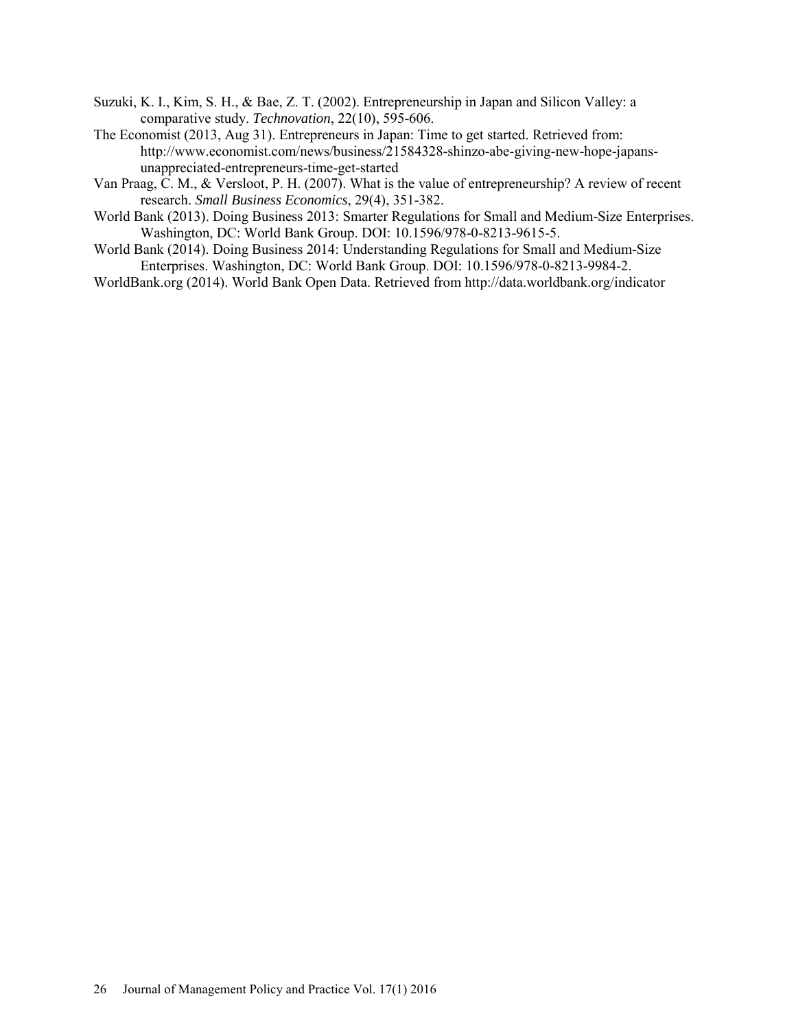Suzuki, K. I., Kim, S. H., & Bae, Z. T. (2002). Entrepreneurship in Japan and Silicon Valley: a comparative study. *Technovation*, 22(10), 595-606.

The Economist (2013, Aug 31). Entrepreneurs in Japan: Time to get started. Retrieved from: http://www.economist.com/news/business/21584328-shinzo-abe-giving-new-hope-japans-unappreciated-entrepreneurs-time-get-started

Van Praag, C. M., & Versloot, P. H. (2007). What is the value of entrepreneurship? A review of recent research. *Small Business Economics*, 29(4), 351-382.

World Bank (2013). Doing Business 2013: Smarter Regulations for Small and Medium-Size Enterprises. Washington, DC: World Bank Group. DOI: 10.1596/978-0-8213-9615-5.

World Bank (2014). Doing Business 2014: Understanding Regulations for Small and Medium-Size Enterprises. Washington, DC: World Bank Group. DOI: 10.1596/978-0-8213-9984-2.

WorldBank.org (2014). World Bank Open Data. Retrieved from http://data.worldbank.org/indicator